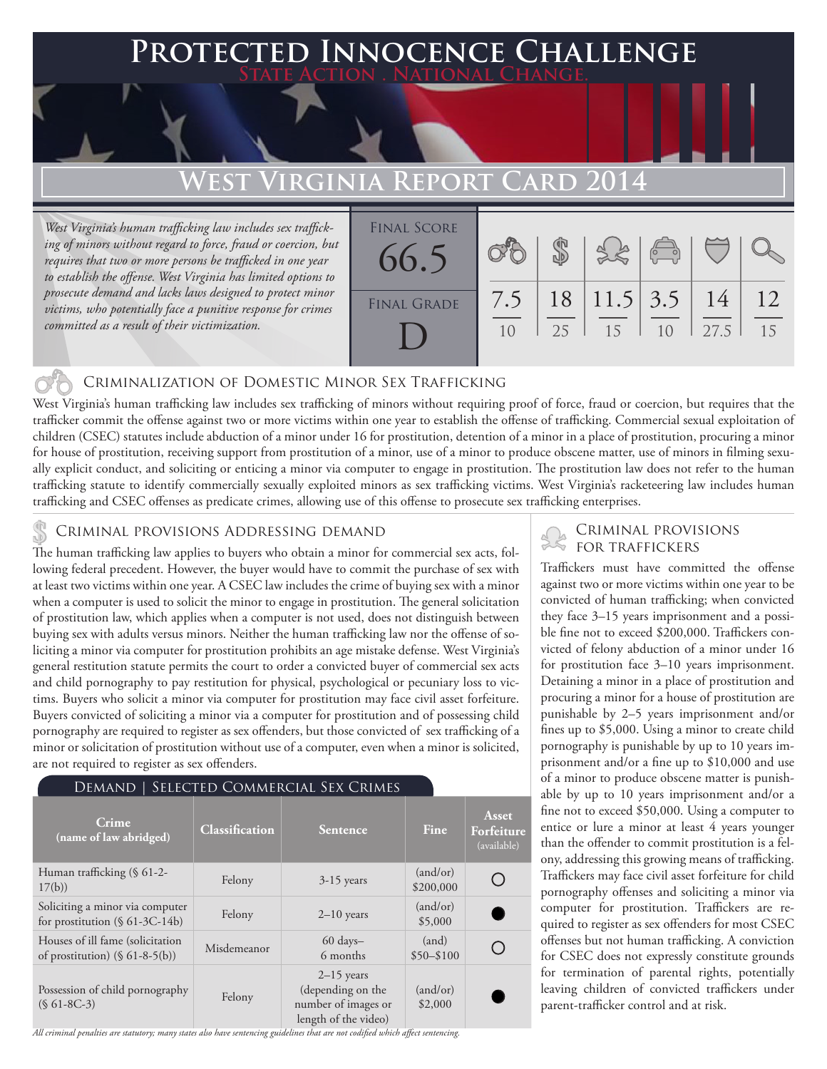# Protected Innocence Challenge

State Action . National Change.

## West Virginia Report Card 2014

*West Virginia's human trafficking law includes sex trafficking of minors without regard to force, fraud or coercion, but requires that two or more persons be trafficked in one year to establish the offense. West Virginia has limited options to prosecute demand and lacks laws designed to protect minor victims, who potentially face a punitive response for crimes committed as a result of their victimization.*

| Final Score | Final Grade |
|---|---|
| 66.5 | D |

| Criminalization of Domestic Minor Sex Trafficking | Criminal Provisions Addressing Demand | Criminal Provisions for Traffickers | Criminal Provisions for Facilitators | Protective Provisions for the Child Victims | Criminal Justice Tools for Investigation and Prosecutions |
|---|---|---|---|---|---|
| 7.5/10 | 18/25 | 11.5/15 | 3.5/10 | 14/27.5 | 12/15 |

### Criminalization of Domestic Minor Sex Trafficking

West Virginia's human trafficking law includes sex trafficking of minors without requiring proof of force, fraud or coercion, but requires that the trafficker commit the offense against two or more victims within one year to establish the offense of trafficking. Commercial sexual exploitation of children (CSEC) statutes include abduction of a minor under 16 for prostitution, detention of a minor in a place of prostitution, procuring a minor for house of prostitution, receiving support from prostitution of a minor, use of a minor to produce obscene matter, use of minors in filming sexually explicit conduct, and soliciting or enticing a minor via computer to engage in prostitution. The prostitution law does not refer to the human trafficking statute to identify commercially sexually exploited minors as sex trafficking victims. West Virginia's racketeering law includes human trafficking and CSEC offenses as predicate crimes, allowing use of this offense to prosecute sex trafficking enterprises.

### Criminal provisions Addressing demand

The human trafficking law applies to buyers who obtain a minor for commercial sex acts, following federal precedent. However, the buyer would have to commit the purchase of sex with at least two victims within one year. A CSEC law includes the crime of buying sex with a minor when a computer is used to solicit the minor to engage in prostitution. The general solicitation of prostitution law, which applies when a computer is not used, does not distinguish between buying sex with adults versus minors. Neither the human trafficking law nor the offense of soliciting a minor via computer for prostitution prohibits an age mistake defense. West Virginia's general restitution statute permits the court to order a convicted buyer of commercial sex acts and child pornography to pay restitution for physical, psychological or pecuniary loss to victims. Buyers who solicit a minor via computer for prostitution may face civil asset forfeiture. Buyers convicted of soliciting a minor via a computer for prostitution and of possessing child pornography are required to register as sex offenders, but those convicted of sex trafficking of a minor or solicitation of prostitution without use of a computer, even when a minor is solicited, are not required to register as sex offenders.

#### Demand | Selected Commercial Sex Crimes

| Crime (name of law abridged) | Classification | Sentence | Fine | Asset Forfeiture (available) |
|---|---|---|---|---|
| Human trafficking (§ 61-2-17(b)) | Felony | 3-15 years | (and/or) $200,000 | ○ |
| Soliciting a minor via computer for prostitution (§ 61-3C-14b) | Felony | 2–10 years | (and/or) $5,000 | ● |
| Houses of ill fame (solicitation of prostitution) (§ 61-8-5(b)) | Misdemeanor | 60 days–6 months | (and) $50–$100 | ○ |
| Possession of child pornography (§ 61-8C-3) | Felony | 2–15 years (depending on the number of images or length of the video) | (and/or) $2,000 | ● |

*All criminal penalties are statutory; many states also have sentencing guidelines that are not codified which affect sentencing.*

### Criminal provisions for traffickers

Traffickers must have committed the offense against two or more victims within one year to be convicted of human trafficking; when convicted they face 3–15 years imprisonment and a possible fine not to exceed $200,000. Traffickers convicted of felony abduction of a minor under 16 for prostitution face 3–10 years imprisonment. Detaining a minor in a place of prostitution and procuring a minor for a house of prostitution are punishable by 2–5 years imprisonment and/or fines up to $5,000. Using a minor to create child pornography is punishable by up to 10 years imprisonment and/or a fine up to $10,000 and use of a minor to produce obscene matter is punishable by up to 10 years imprisonment and/or a fine not to exceed $50,000. Using a computer to entice or lure a minor at least 4 years younger than the offender to commit prostitution is a felony, addressing this growing means of trafficking. Traffickers may face civil asset forfeiture for child pornography offenses and soliciting a minor via computer for prostitution. Traffickers are required to register as sex offenders for most CSEC offenses but not human trafficking. A conviction for CSEC does not expressly constitute grounds for termination of parental rights, potentially leaving children of convicted traffickers under parent-trafficker control and at risk.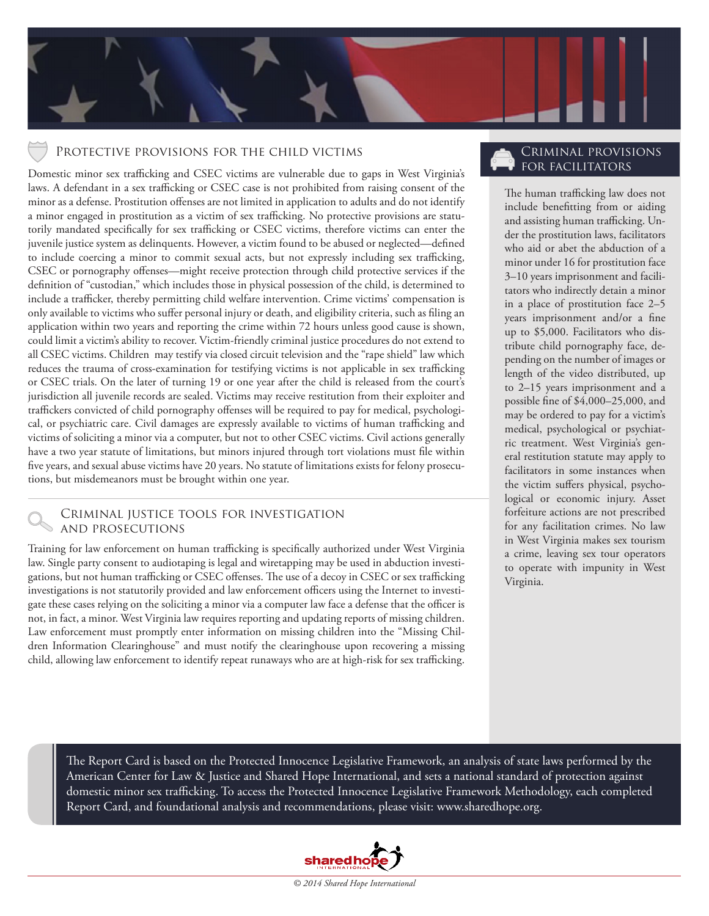## Protective provisions for the child victims

Domestic minor sex trafficking and CSEC victims are vulnerable due to gaps in West Virginia's laws. A defendant in a sex trafficking or CSEC case is not prohibited from raising consent of the minor as a defense. Prostitution offenses are not limited in application to adults and do not identify a minor engaged in prostitution as a victim of sex trafficking. No protective provisions are statutorily mandated specifically for sex trafficking or CSEC victims, therefore victims can enter the juvenile justice system as delinquents. However, a victim found to be abused or neglected—defined to include coercing a minor to commit sexual acts, but not expressly including sex trafficking, CSEC or pornography offenses—might receive protection through child protective services if the definition of "custodian," which includes those in physical possession of the child, is determined to include a trafficker, thereby permitting child welfare intervention. Crime victims' compensation is only available to victims who suffer personal injury or death, and eligibility criteria, such as filing an application within two years and reporting the crime within 72 hours unless good cause is shown, could limit a victim's ability to recover. Victim-friendly criminal justice procedures do not extend to all CSEC victims. Children may testify via closed circuit television and the "rape shield" law which reduces the trauma of cross-examination for testifying victims is not applicable in sex trafficking or CSEC trials. On the later of turning 19 or one year after the child is released from the court's jurisdiction all juvenile records are sealed. Victims may receive restitution from their exploiter and traffickers convicted of child pornography offenses will be required to pay for medical, psychological, or psychiatric care. Civil damages are expressly available to victims of human trafficking and victims of soliciting a minor via a computer, but not to other CSEC victims. Civil actions generally have a two year statute of limitations, but minors injured through tort violations must file within five years, and sexual abuse victims have 20 years. No statute of limitations exists for felony prosecutions, but misdemeanors must be brought within one year.

## Criminal justice tools for investigation and prosecutions

Training for law enforcement on human trafficking is specifically authorized under West Virginia law. Single party consent to audiotaping is legal and wiretapping may be used in abduction investigations, but not human trafficking or CSEC offenses. The use of a decoy in CSEC or sex trafficking investigations is not statutorily provided and law enforcement officers using the Internet to investigate these cases relying on the soliciting a minor via a computer law face a defense that the officer is not, in fact, a minor. West Virginia law requires reporting and updating reports of missing children. Law enforcement must promptly enter information on missing children into the "Missing Children Information Clearinghouse" and must notify the clearinghouse upon recovering a missing child, allowing law enforcement to identify repeat runaways who are at high-risk for sex trafficking.

## Criminal provisions for facilitators

The human trafficking law does not include benefitting from or aiding and assisting human trafficking. Under the prostitution laws, facilitators who aid or abet the abduction of a minor under 16 for prostitution face 3–10 years imprisonment and facilitators who indirectly detain a minor in a place of prostitution face 2–5 years imprisonment and/or a fine up to $5,000. Facilitators who distribute child pornography face, depending on the number of images or length of the video distributed, up to 2–15 years imprisonment and a possible fine of $4,000–25,000, and may be ordered to pay for a victim's medical, psychological or psychiatric treatment. West Virginia's general restitution statute may apply to facilitators in some instances when the victim suffers physical, psychological or economic injury. Asset forfeiture actions are not prescribed for any facilitation crimes. No law in West Virginia makes sex tourism a crime, leaving sex tour operators to operate with impunity in West Virginia.

The Report Card is based on the Protected Innocence Legislative Framework, an analysis of state laws performed by the American Center for Law & Justice and Shared Hope International, and sets a national standard of protection against domestic minor sex trafficking. To access the Protected Innocence Legislative Framework Methodology, each completed Report Card, and foundational analysis and recommendations, please visit: www.sharedhope.org.

shared hope INTERNATIONAL

*© 2014 Shared Hope International*